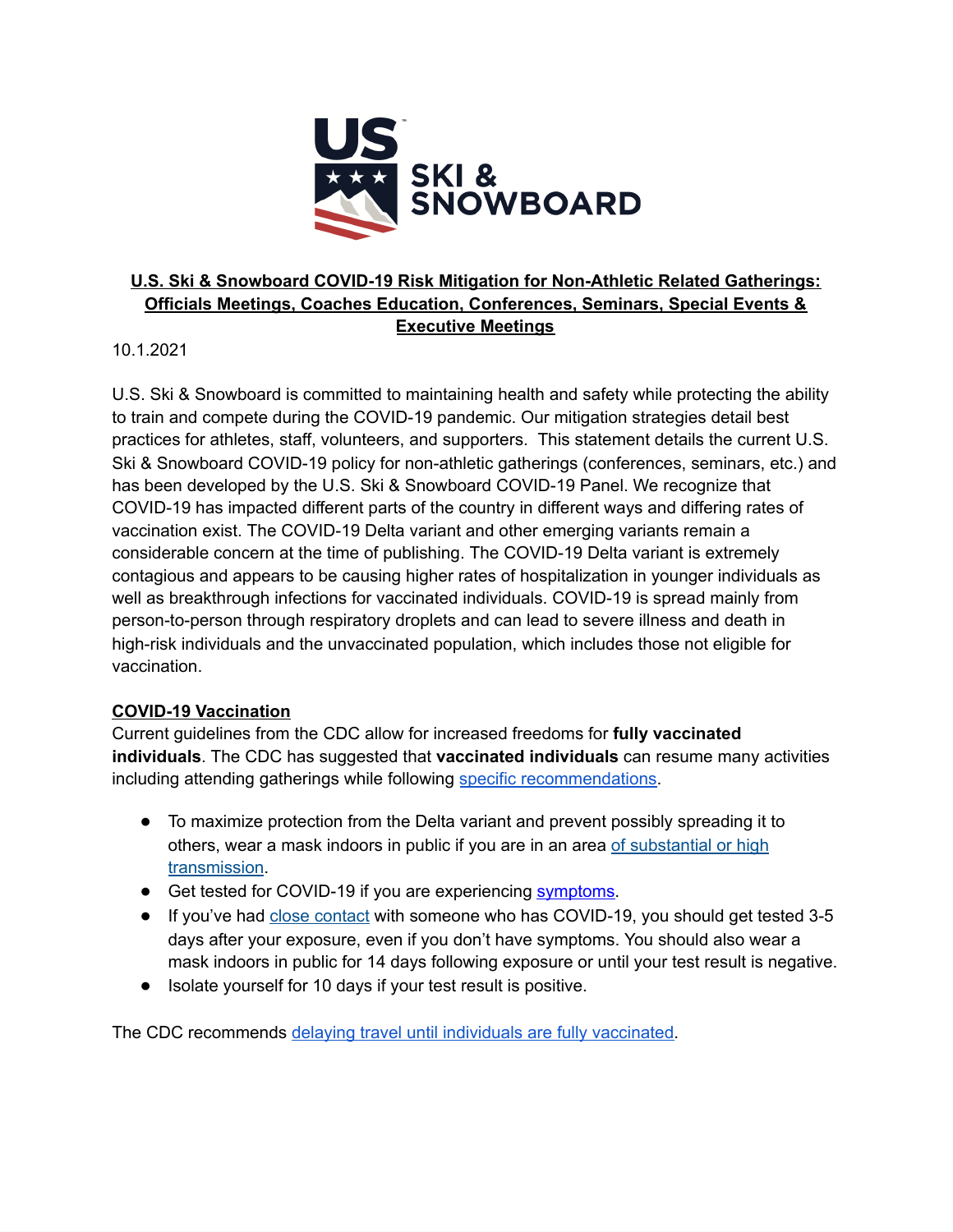# U.S. Ski & Snowboard COVID-19 Risk Mitigation for Non-Athletic Related Gatherings: Officials Meetings, Coaches Education, Conferences, Seminars, Special Events & Executive Meetings

10.1.2021

U.S. Ski & Snowboard is committed to maintaining health and safety while protecting the ability to train and compete during the COVID-19 pandemic. Our mitigation strategies detail best practices for athletes, staff, volunteers, and supporters. This statement details the current U.S. Ski & Snowboard COVID-19 policy for non-athletic gatherings (conferences, seminars, etc.) and has been developed by the U.S. Ski & Snowboard COVID-19 Panel. We recognize that COVID-19 has impacted different parts of the country in different ways and differing rates of vaccination exist. The COVID-19 Delta variant and other emerging variants remain a considerable concern at the time of publishing. The COVID-19 Delta variant is extremely contagious and appears to be causing higher rates of hospitalization in younger individuals as well as breakthrough infections for vaccinated individuals. COVID-19 is spread mainly from person-to-person through respiratory droplets and can lead to severe illness and death in high-risk individuals and the unvaccinated population, which includes those not eligible for vaccination.

## COVID-19 Vaccination

Current guidelines from the CDC allow for increased freedoms for **fully vaccinated individuals**. The CDC has suggested that **vaccinated individuals** can resume many activities including attending gatherings while following specific recommendations.

- To maximize protection from the Delta variant and prevent possibly spreading it to others, wear a mask indoors in public if you are in an area of substantial or high transmission.
- Get tested for COVID-19 if you are experiencing symptoms.
- If you've had close contact with someone who has COVID-19, you should get tested 3-5 days after your exposure, even if you don't have symptoms. You should also wear a mask indoors in public for 14 days following exposure or until your test result is negative.
- Isolate yourself for 10 days if your test result is positive.

The CDC recommends delaying travel until individuals are fully vaccinated.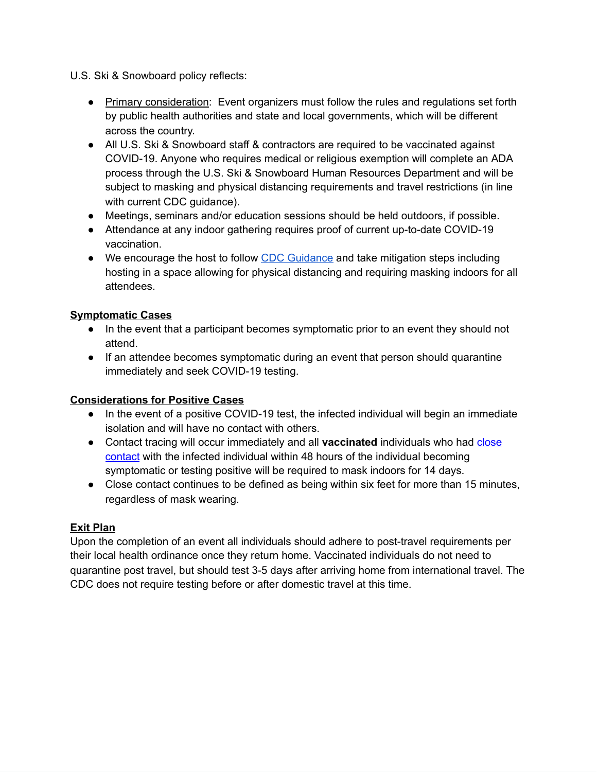U.S. Ski & Snowboard policy reflects:

- Primary consideration: Event organizers must follow the rules and regulations set forth by public health authorities and state and local governments, which will be different across the country.
- All U.S. Ski & Snowboard staff & contractors are required to be vaccinated against COVID-19. Anyone who requires medical or religious exemption will complete an ADA process through the U.S. Ski & Snowboard Human Resources Department and will be subject to masking and physical distancing requirements and travel restrictions (in line with current CDC guidance).
- Meetings, seminars and/or education sessions should be held outdoors, if possible.
- Attendance at any indoor gathering requires proof of current up-to-date COVID-19 vaccination.
- We encourage the host to follow CDC Guidance and take mitigation steps including hosting in a space allowing for physical distancing and requiring masking indoors for all attendees.

## Symptomatic Cases

- In the event that a participant becomes symptomatic prior to an event they should not attend.
- If an attendee becomes symptomatic during an event that person should quarantine immediately and seek COVID-19 testing.

## Considerations for Positive Cases

- In the event of a positive COVID-19 test, the infected individual will begin an immediate isolation and will have no contact with others.
- Contact tracing will occur immediately and all **vaccinated** individuals who had close contact with the infected individual within 48 hours of the individual becoming symptomatic or testing positive will be required to mask indoors for 14 days.
- Close contact continues to be defined as being within six feet for more than 15 minutes, regardless of mask wearing.

## Exit Plan

Upon the completion of an event all individuals should adhere to post-travel requirements per their local health ordinance once they return home. Vaccinated individuals do not need to quarantine post travel, but should test 3-5 days after arriving home from international travel. The CDC does not require testing before or after domestic travel at this time.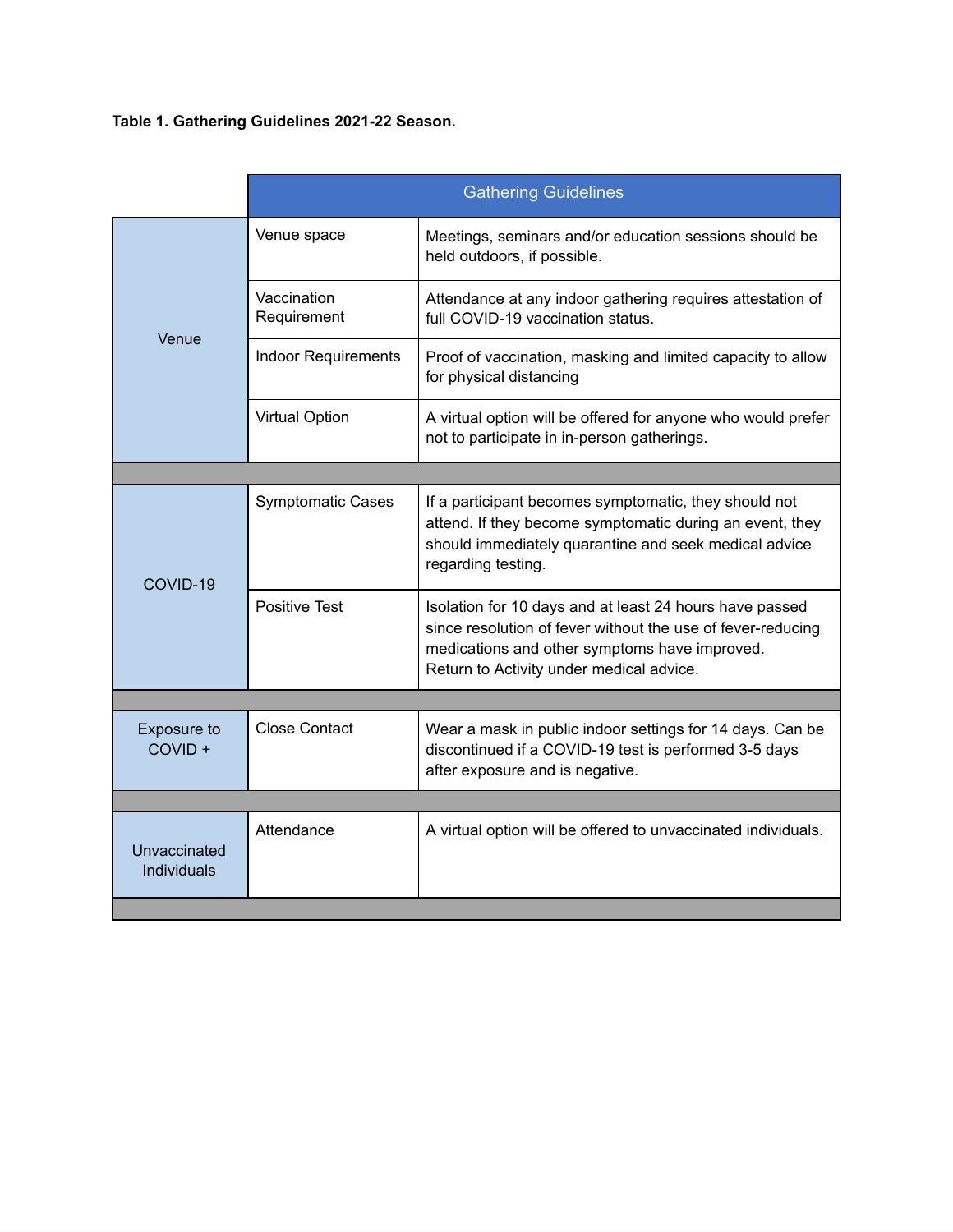**Table 1. Gathering Guidelines 2021-22 Season.**

| | Gathering Guidelines | |
|---|---|---|
| Venue | Venue space | Meetings, seminars and/or education sessions should be held outdoors, if possible. |
| | Vaccination Requirement | Attendance at any indoor gathering requires attestation of full COVID-19 vaccination status. |
| | Indoor Requirements | Proof of vaccination, masking and limited capacity to allow for physical distancing |
| | Virtual Option | A virtual option will be offered for anyone who would prefer not to participate in in-person gatherings. |
| COVID-19 | Symptomatic Cases | If a participant becomes symptomatic, they should not attend. If they become symptomatic during an event, they should immediately quarantine and seek medical advice regarding testing. |
| | Positive Test | Isolation for 10 days and at least 24 hours have passed since resolution of fever without the use of fever-reducing medications and other symptoms have improved. Return to Activity under medical advice. |
| Exposure to COVID + | Close Contact | Wear a mask in public indoor settings for 14 days. Can be discontinued if a COVID-19 test is performed 3-5 days after exposure and is negative. |
| Unvaccinated Individuals | Attendance | A virtual option will be offered to unvaccinated individuals. |